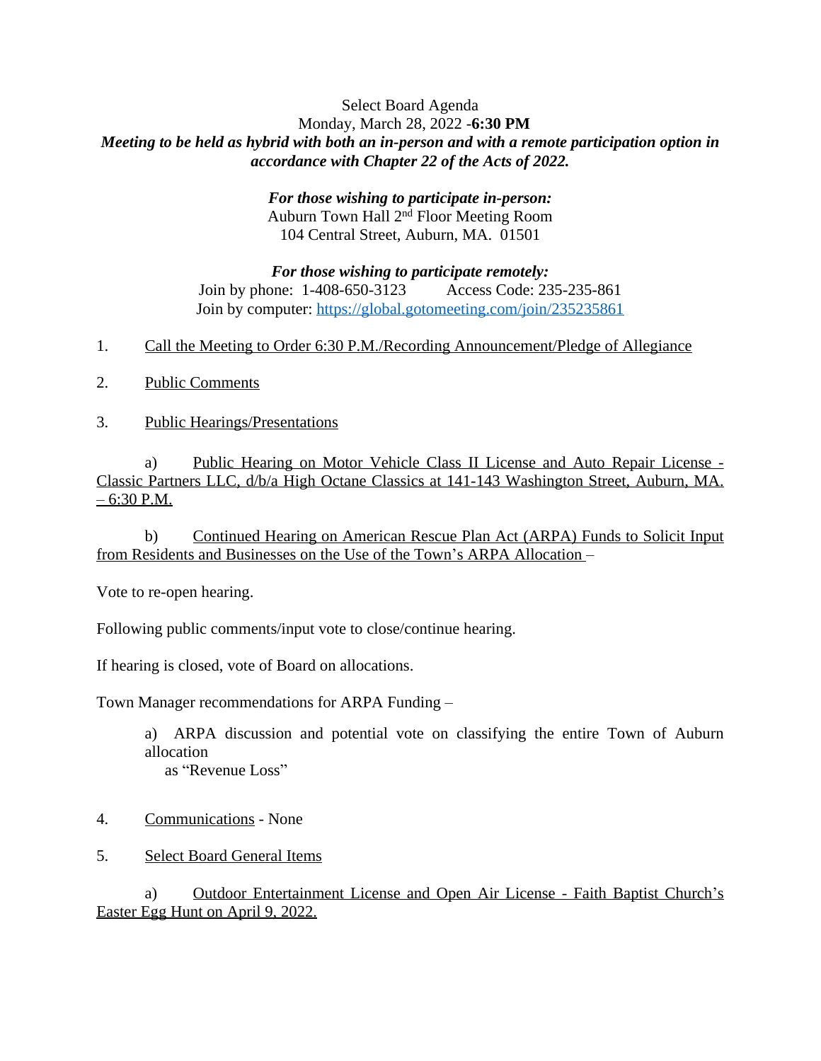Select Board Agenda
Monday, March 28, 2022 -**6:30 PM**
***Meeting to be held as hybrid with both an in-person and with a remote participation option in accordance with Chapter 22 of the Acts of 2022.***

***For those wishing to participate in-person:***
Auburn Town Hall 2nd Floor Meeting Room
104 Central Street, Auburn, MA. 01501

***For those wishing to participate remotely:***
Join by phone: 1-408-650-3123 Access Code: 235-235-861
Join by computer: https://global.gotomeeting.com/join/235235861

1. Call the Meeting to Order 6:30 P.M./Recording Announcement/Pledge of Allegiance

2. Public Comments

3. Public Hearings/Presentations

   a) Public Hearing on Motor Vehicle Class II License and Auto Repair License - Classic Partners LLC, d/b/a High Octane Classics at 141-143 Washington Street, Auburn, MA. – 6:30 P.M.

   b) Continued Hearing on American Rescue Plan Act (ARPA) Funds to Solicit Input from Residents and Businesses on the Use of the Town's ARPA Allocation –

Vote to re-open hearing.

Following public comments/input vote to close/continue hearing.

If hearing is closed, vote of Board on allocations.

Town Manager recommendations for ARPA Funding –

   a) ARPA discussion and potential vote on classifying the entire Town of Auburn allocation as "Revenue Loss"

4. Communications - None

5. Select Board General Items

   a) Outdoor Entertainment License and Open Air License - Faith Baptist Church's Easter Egg Hunt on April 9, 2022.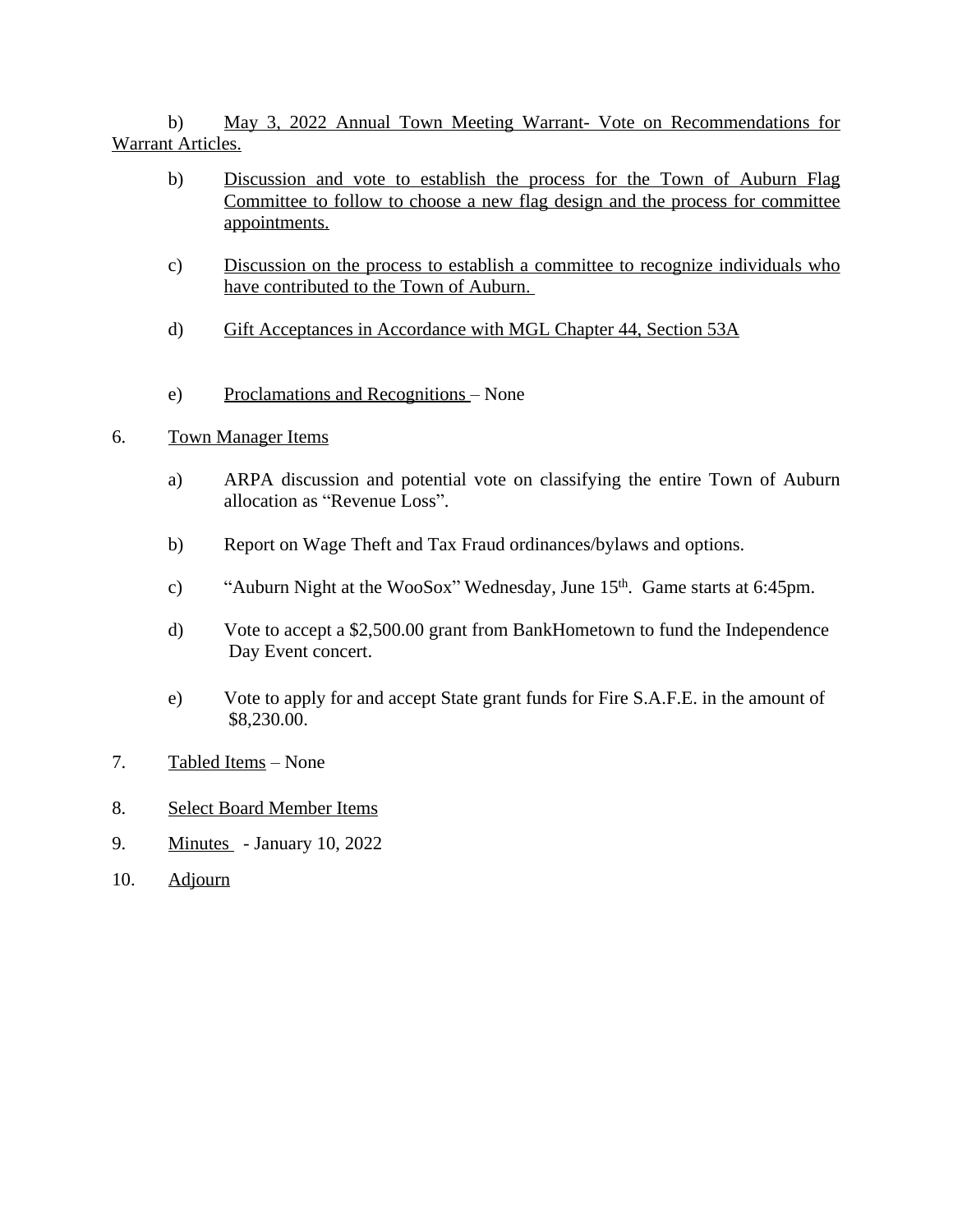b) <u>May 3, 2022 Annual Town Meeting Warrant- Vote on Recommendations for Warrant Articles.</u>

b) <u>Discussion and vote to establish the process for the Town of Auburn Flag Committee to follow to choose a new flag design and the process for committee appointments.</u>

c) <u>Discussion on the process to establish a committee to recognize individuals who have contributed to the Town of Auburn.</u>

d) <u>Gift Acceptances in Accordance with MGL Chapter 44, Section 53A</u>

e) <u>Proclamations and Recognitions</u> – None

6. <u>Town Manager Items</u>

   a) ARPA discussion and potential vote on classifying the entire Town of Auburn allocation as "Revenue Loss".

   b) Report on Wage Theft and Tax Fraud ordinances/bylaws and options.

   c) "Auburn Night at the WooSox" Wednesday, June 15th. Game starts at 6:45pm.

   d) Vote to accept a $2,500.00 grant from BankHometown to fund the Independence Day Event concert.

   e) Vote to apply for and accept State grant funds for Fire S.A.F.E. in the amount of $8,230.00.

7. <u>Tabled Items</u> – None

8. <u>Select Board Member Items</u>

9. <u>Minutes</u> - January 10, 2022

10. <u>Adjourn</u>